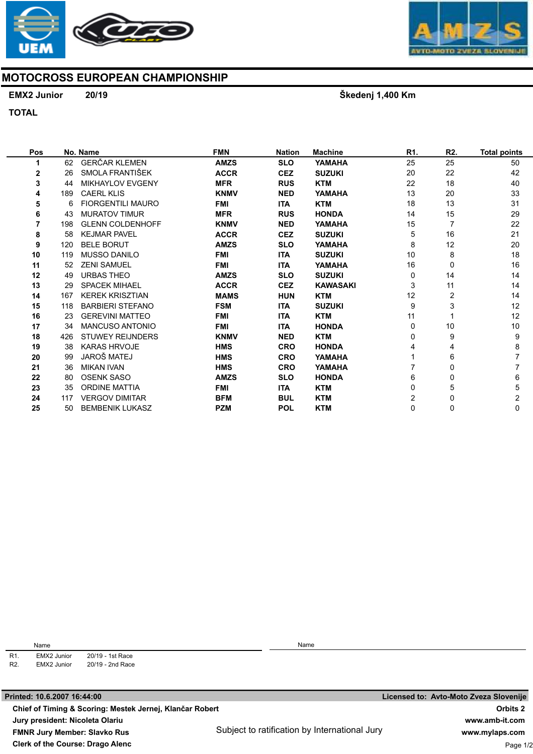# MOTOCROSS EUROPEAN CHAMPIONSHIP

**EMX2 Junior** **20/19** **Škedenj 1,400 Km**

**TOTAL**

| Pos | No. | Name | FMN | Nation | Machine | R1. | R2. | Total points |
|---|---|---|---|---|---|---|---|---|
| 1 | 62 | GERČAR KLEMEN | AMZS | SLO | YAMAHA | 25 | 25 | 50 |
| 2 | 26 | SMOLA FRANTIŠEK | ACCR | CEZ | SUZUKI | 20 | 22 | 42 |
| 3 | 44 | MIKHAYLOV EVGENY | MFR | RUS | KTM | 22 | 18 | 40 |
| 4 | 189 | CAERL KLIS | KNMV | NED | YAMAHA | 13 | 20 | 33 |
| 5 | 6 | FIORGENTILI MAURO | FMI | ITA | KTM | 18 | 13 | 31 |
| 6 | 43 | MURATOV TIMUR | MFR | RUS | HONDA | 14 | 15 | 29 |
| 7 | 198 | GLENN COLDENHOFF | KNMV | NED | YAMAHA | 15 | 7 | 22 |
| 8 | 58 | KEJMAR PAVEL | ACCR | CEZ | SUZUKI | 5 | 16 | 21 |
| 9 | 120 | BELE BORUT | AMZS | SLO | YAMAHA | 8 | 12 | 20 |
| 10 | 119 | MUSSO DANILO | FMI | ITA | SUZUKI | 10 | 8 | 18 |
| 11 | 52 | ZENI SAMUEL | FMI | ITA | YAMAHA | 16 | 0 | 16 |
| 12 | 49 | URBAS THEO | AMZS | SLO | SUZUKI | 0 | 14 | 14 |
| 13 | 29 | SPACEK MIHAEL | ACCR | CEZ | KAWASAKI | 3 | 11 | 14 |
| 14 | 167 | KEREK KRISZTIAN | MAMS | HUN | KTM | 12 | 2 | 14 |
| 15 | 118 | BARBIERI STEFANO | FSM | ITA | SUZUKI | 9 | 3 | 12 |
| 16 | 23 | GEREVINI MATTEO | FMI | ITA | KTM | 11 | 1 | 12 |
| 17 | 34 | MANCUSO ANTONIO | FMI | ITA | HONDA | 0 | 10 | 10 |
| 18 | 426 | STUWEY REIJNDERS | KNMV | NED | KTM | 0 | 9 | 9 |
| 19 | 38 | KARAS HRVOJE | HMS | CRO | HONDA | 4 | 4 | 8 |
| 20 | 99 | JAROŠ MATEJ | HMS | CRO | YAMAHA | 1 | 6 | 7 |
| 21 | 36 | MIKAN IVAN | HMS | CRO | YAMAHA | 7 | 0 | 7 |
| 22 | 80 | OSENK SASO | AMZS | SLO | HONDA | 6 | 0 | 6 |
| 23 | 35 | ORDINE MATTIA | FMI | ITA | KTM | 0 | 5 | 5 |
| 24 | 117 | VERGOV DIMITAR | BFM | BUL | KTM | 2 | 0 | 2 |
| 25 | 50 | BEMBENIK LUKASZ | PZM | POL | KTM | 0 | 0 | 0 |

| | Name | |
|---|---|---|
| R1. | EMX2 Junior | 20/19 - 1st Race |
| R2. | EMX2 Junior | 20/19 - 2nd Race |

Name

**Printed: 10.6.2007 16:44:00** **Licensed to: Avto-Moto Zveza Slovenije**

**Chief of Timing & Scoring: Mestek Jernej, Klančar Robert**
**Jury president: Nicoleta Olariu**
**FMNR Jury Member: Slavko Rus**
**Clerk of the Course: Drago Alenc**

Subject to ratification by International Jury

**Orbits 2**
**www.amb-it.com**
**www.mylaps.com**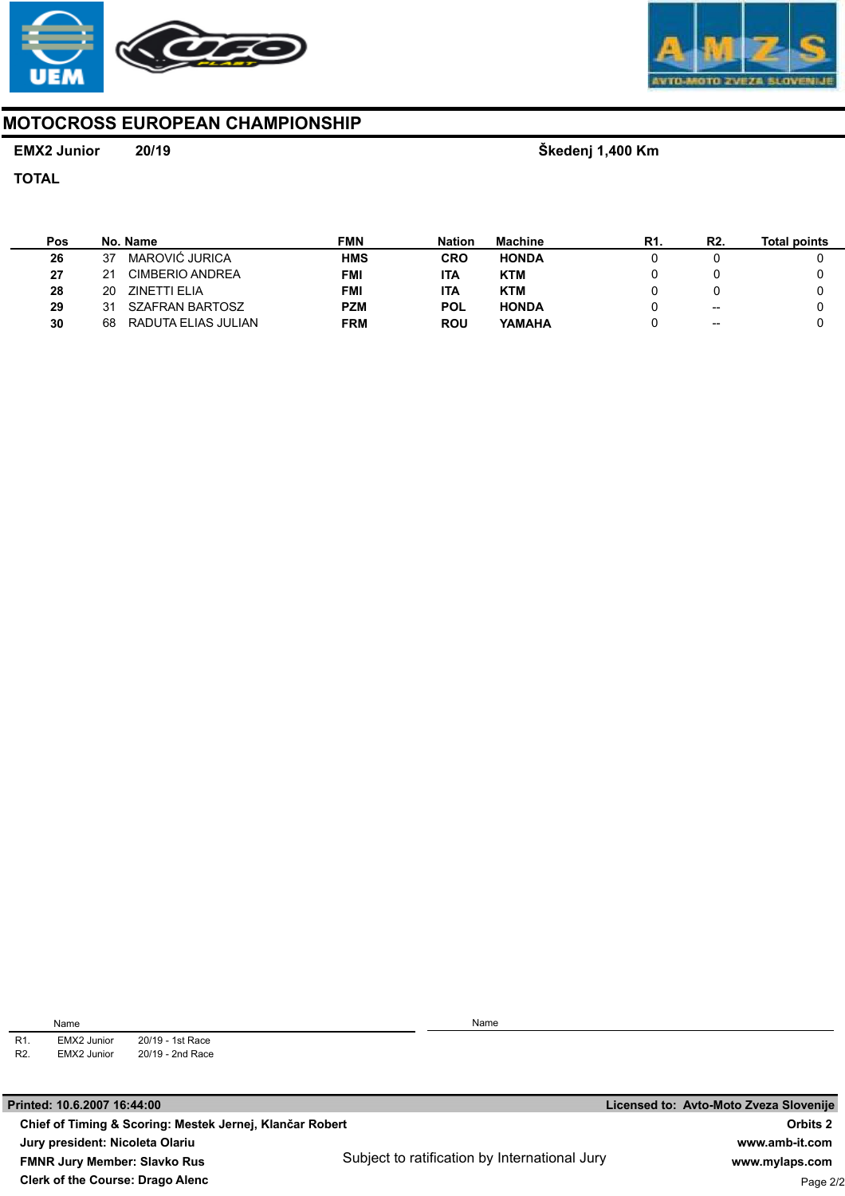## MOTOCROSS EUROPEAN CHAMPIONSHIP

**EMX2 Junior** **20/19** **Škedenj 1,400 Km**

**TOTAL**

| Pos | No. | Name | FMN | Nation | Machine | R1. | R2. | Total points |
|---|---|---|---|---|---|---|---|---|
| 26 | 37 | MAROVIĆ JURICA | HMS | CRO | HONDA | 0 | 0 | 0 |
| 27 | 21 | CIMBERIO ANDREA | FMI | ITA | KTM | 0 | 0 | 0 |
| 28 | 20 | ZINETTI ELIA | FMI | ITA | KTM | 0 | 0 | 0 |
| 29 | 31 | SZAFRAN BARTOSZ | PZM | POL | HONDA | 0 | -- | 0 |
| 30 | 68 | RADUTA ELIAS JULIAN | FRM | ROU | YAMAHA | 0 | -- | 0 |

| | Name | |
|---|---|---|
| R1. | EMX2 Junior | 20/19 - 1st Race |
| R2. | EMX2 Junior | 20/19 - 2nd Race |

**Printed: 10.6.2007 16:44:00** **Licensed to: Avto-Moto Zveza Slovenije**

**Chief of Timing & Scoring: Mestek Jernej, Klančar Robert**
**Jury president: Nicoleta Olariu**
**FMNR Jury Member: Slavko Rus**
**Clerk of the Course: Drago Alenc**

Subject to ratification by International Jury

**Orbits 2**
**www.amb-it.com**
**www.mylaps.com**